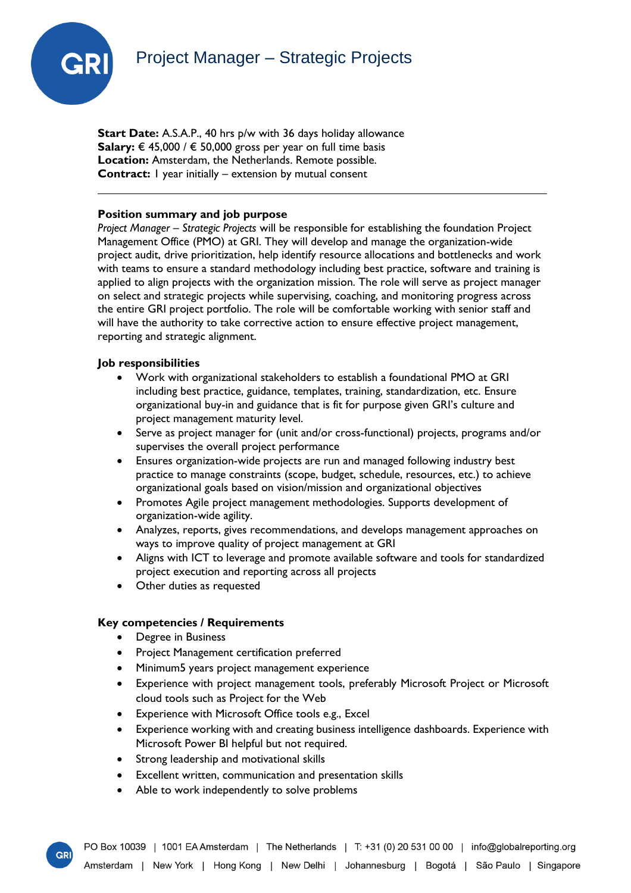# Project Manager – Strategic Projects

**Start Date:** A.S.A.P., 40 hrs p/w with 36 days holiday allowance
**Salary:** € 45,000 / € 50,000 gross per year on full time basis
**Location:** Amsterdam, the Netherlands. Remote possible.
**Contract:** 1 year initially – extension by mutual consent

---

## Position summary and job purpose

*Project Manager – Strategic Projects* will be responsible for establishing the foundation Project Management Office (PMO) at GRI. They will develop and manage the organization-wide project audit, drive prioritization, help identify resource allocations and bottlenecks and work with teams to ensure a standard methodology including best practice, software and training is applied to align projects with the organization mission. The role will serve as project manager on select and strategic projects while supervising, coaching, and monitoring progress across the entire GRI project portfolio. The role will be comfortable working with senior staff and will have the authority to take corrective action to ensure effective project management, reporting and strategic alignment.

## Job responsibilities

- Work with organizational stakeholders to establish a foundational PMO at GRI including best practice, guidance, templates, training, standardization, etc. Ensure organizational buy-in and guidance that is fit for purpose given GRI's culture and project management maturity level.
- Serve as project manager for (unit and/or cross-functional) projects, programs and/or supervises the overall project performance
- Ensures organization-wide projects are run and managed following industry best practice to manage constraints (scope, budget, schedule, resources, etc.) to achieve organizational goals based on vision/mission and organizational objectives
- Promotes Agile project management methodologies. Supports development of organization-wide agility.
- Analyzes, reports, gives recommendations, and develops management approaches on ways to improve quality of project management at GRI
- Aligns with ICT to leverage and promote available software and tools for standardized project execution and reporting across all projects
- Other duties as requested

## Key competencies / Requirements

- Degree in Business
- Project Management certification preferred
- Minimum5 years project management experience
- Experience with project management tools, preferably Microsoft Project or Microsoft cloud tools such as Project for the Web
- Experience with Microsoft Office tools e.g., Excel
- Experience working with and creating business intelligence dashboards. Experience with Microsoft Power BI helpful but not required.
- Strong leadership and motivational skills
- Excellent written, communication and presentation skills
- Able to work independently to solve problems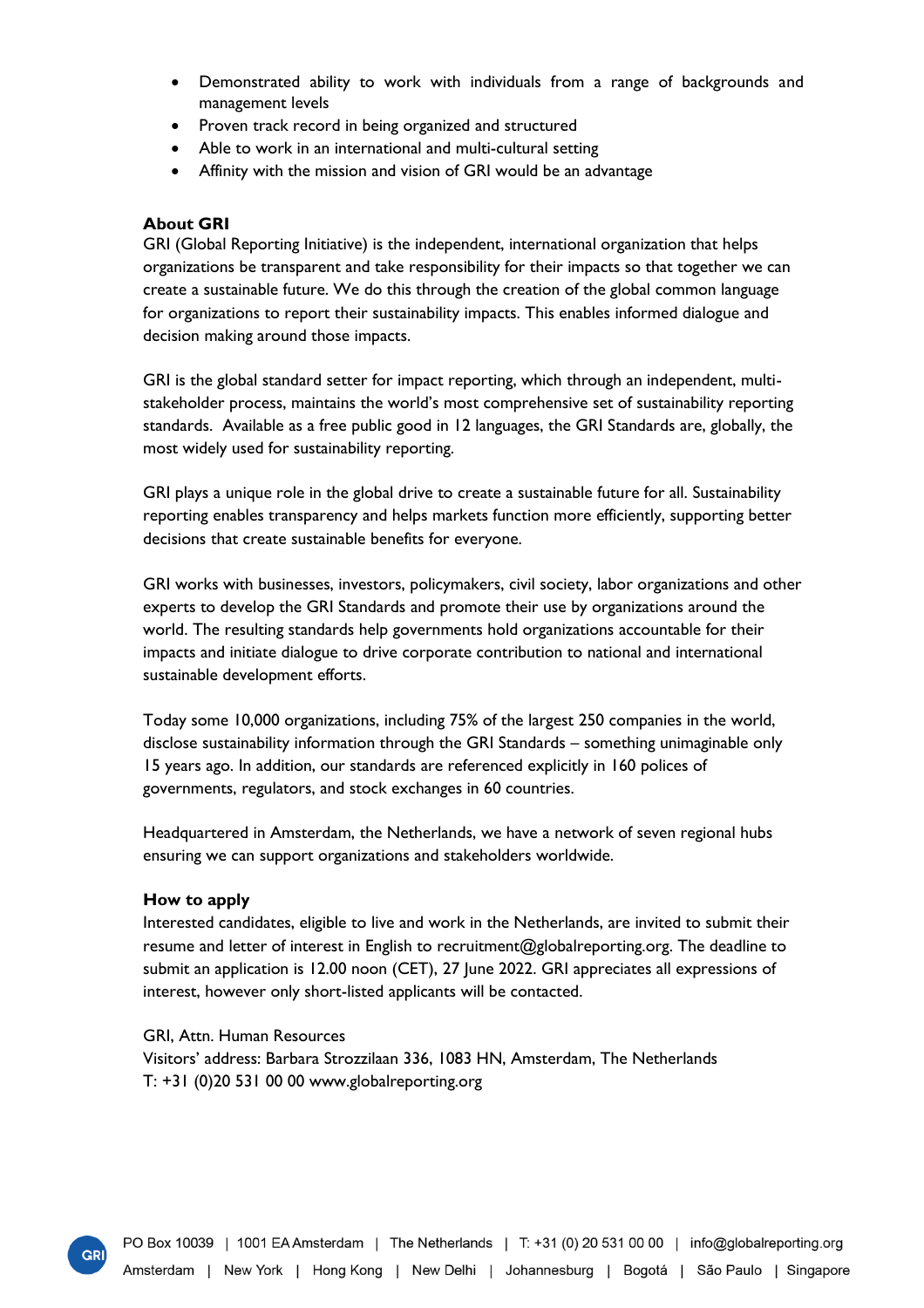- Demonstrated ability to work with individuals from a range of backgrounds and management levels
- Proven track record in being organized and structured
- Able to work in an international and multi-cultural setting
- Affinity with the mission and vision of GRI would be an advantage

**About GRI**

GRI (Global Reporting Initiative) is the independent, international organization that helps organizations be transparent and take responsibility for their impacts so that together we can create a sustainable future. We do this through the creation of the global common language for organizations to report their sustainability impacts. This enables informed dialogue and decision making around those impacts.

GRI is the global standard setter for impact reporting, which through an independent, multi-stakeholder process, maintains the world's most comprehensive set of sustainability reporting standards. Available as a free public good in 12 languages, the GRI Standards are, globally, the most widely used for sustainability reporting.

GRI plays a unique role in the global drive to create a sustainable future for all. Sustainability reporting enables transparency and helps markets function more efficiently, supporting better decisions that create sustainable benefits for everyone.

GRI works with businesses, investors, policymakers, civil society, labor organizations and other experts to develop the GRI Standards and promote their use by organizations around the world. The resulting standards help governments hold organizations accountable for their impacts and initiate dialogue to drive corporate contribution to national and international sustainable development efforts.

Today some 10,000 organizations, including 75% of the largest 250 companies in the world, disclose sustainability information through the GRI Standards – something unimaginable only 15 years ago. In addition, our standards are referenced explicitly in 160 polices of governments, regulators, and stock exchanges in 60 countries.

Headquartered in Amsterdam, the Netherlands, we have a network of seven regional hubs ensuring we can support organizations and stakeholders worldwide.

**How to apply**

Interested candidates, eligible to live and work in the Netherlands, are invited to submit their resume and letter of interest in English to recruitment@globalreporting.org. The deadline to submit an application is 12.00 noon (CET), 27 June 2022. GRI appreciates all expressions of interest, however only short-listed applicants will be contacted.

GRI, Attn. Human Resources
Visitors' address: Barbara Strozzilaan 336, 1083 HN, Amsterdam, The Netherlands
T: +31 (0)20 531 00 00 www.globalreporting.org